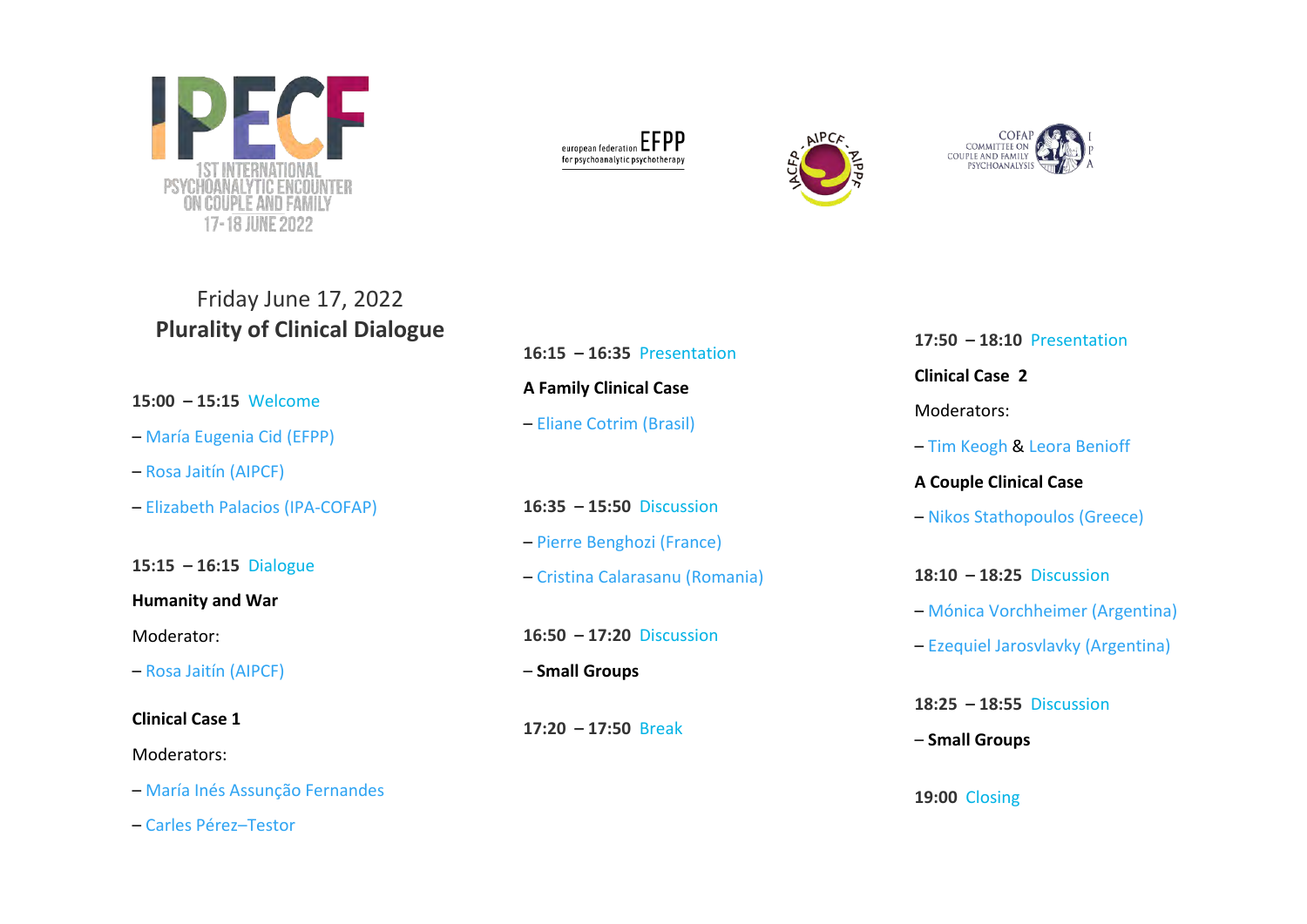IPECF
1ST INTERNATIONAL PSYCHOANALYTIC ENCOUNTER ON COUPLE AND FAMILY
17-18 JUNE 2022

european federation for psychoanalytic psychotherapy EFPP

AIPCF · IACFP · AIPPF

COFAP COMMITTEE ON COUPLE AND FAMILY PSYCHOANALYSIS · IPA

Friday June 17, 2022

## Plurality of Clinical Dialogue

**15:00 – 15:15** Welcome

– María Eugenia Cid (EFPP)

– Rosa Jaitín (AIPCF)

– Elizabeth Palacios (IPA-COFAP)

**15:15 – 16:15** Dialogue

**Humanity and War**

Moderator:

– Rosa Jaitín (AIPCF)

**Clinical Case 1**

Moderators:

– María Inés Assunção Fernandes

– Carles Pérez–Testor

**16:15 – 16:35** Presentation

**A Family Clinical Case**

– Eliane Cotrim (Brasil)

**16:35 – 15:50** Discussion

– Pierre Benghozi (France)

– Cristina Calarasanu (Romania)

**16:50 – 17:20** Discussion

– **Small Groups**

**17:20 – 17:50** Break

**17:50 – 18:10** Presentation

**Clinical Case 2**

Moderators:

– Tim Keogh & Leora Benioff

**A Couple Clinical Case**

– Nikos Stathopoulos (Greece)

**18:10 – 18:25** Discussion

– Mónica Vorchheimer (Argentina)

– Ezequiel Jarosvlavky (Argentina)

**18:25 – 18:55** Discussion

– **Small Groups**

**19:00** Closing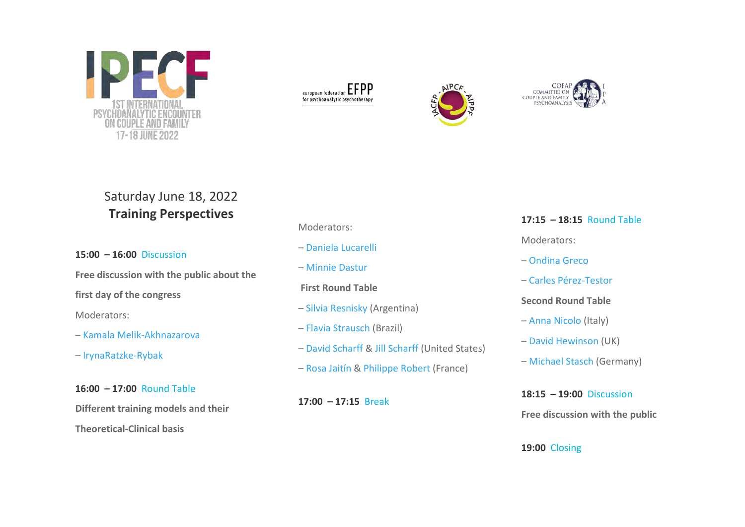IPECF

1ST INTERNATIONAL PSYCHOANALYTIC ENCOUNTER ON COUPLE AND FAMILY

17-18 JUNE 2022

european federation for psychoanalytic psychotherapy EFPP

IACFP - AIPCF - AIPPF

COFAP COMMITTEE ON COUPLE AND FAMILY PSYCHOANALYSIS IPA

Saturday June 18, 2022

## Training Perspectives

**15:00 – 16:00** Discussion

**Free discussion with the public about the first day of the congress**

Moderators:

– Kamala Melik-Akhnazarova

– IrynaRatzke-Rybak

**16:00 – 17:00** Round Table

**Different training models and their Theoretical-Clinical basis**

Moderators:

– Daniela Lucarelli

– Minnie Dastur

**First Round Table**

– Silvia Resnisky (Argentina)

– Flavia Strausch (Brazil)

– David Scharff & Jill Scharff (United States)

– Rosa Jaitín & Philippe Robert (France)

**17:00 – 17:15** Break

**17:15 – 18:15** Round Table

Moderators:

– Ondina Greco

– Carles Pérez-Testor

**Second Round Table**

– Anna Nicolo (Italy)

– David Hewinson (UK)

– Michael Stasch (Germany)

**18:15 – 19:00** Discussion

**Free discussion with the public**

**19:00** Closing